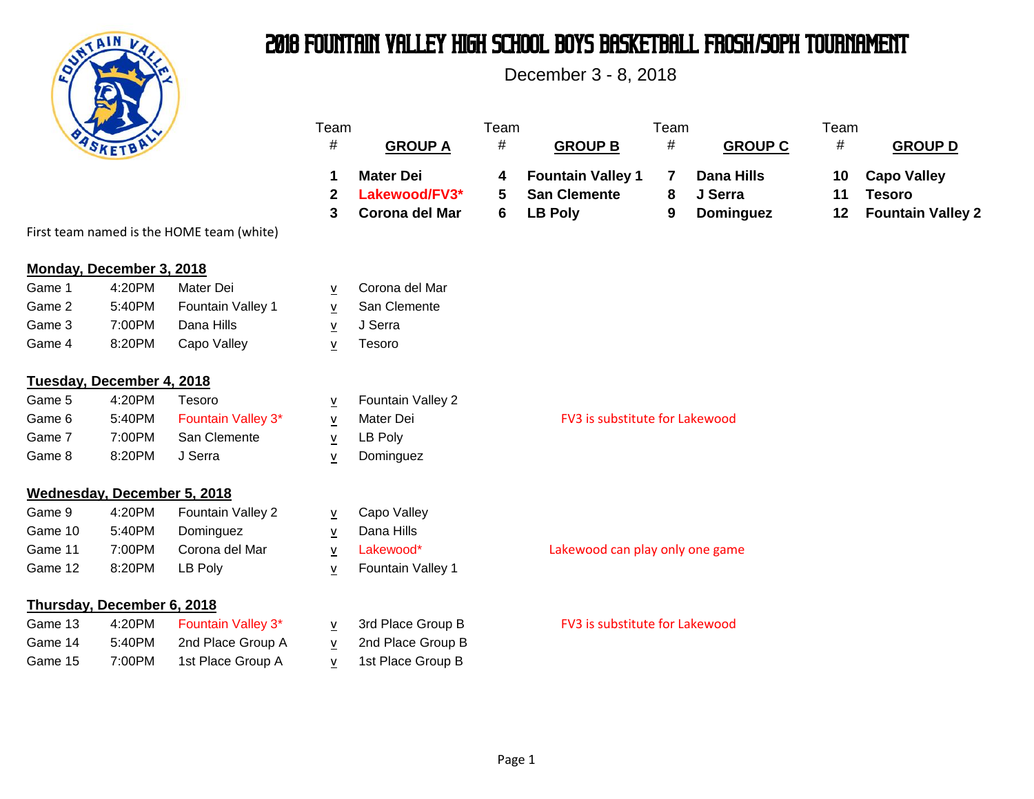# 2018 Fountain Valley High School Boys Basketball Frosh/Soph Tournament

December 3 - 8, 2018

| Team # | GROUP A | Team # | GROUP B | Team # | GROUP C | Team # | GROUP D |
|---|---|---|---|---|---|---|---|
| 1 | **Mater Dei** | 4 | **Fountain Valley 1** | 7 | **Dana Hills** | 10 | **Capo Valley** |
| 2 | **Lakewood/FV3*** | 5 | **San Clemente** | 8 | **J Serra** | 11 | **Tesoro** |
| 3 | **Corona del Mar** | 6 | **LB Poly** | 9 | **Dominguez** | 12 | **Fountain Valley 2** |

First team named is the HOME team (white)

## Monday, December 3, 2018

| Game | Time | Home | | Away | |
|---|---|---|---|---|---|
| Game 1 | 4:20PM | Mater Dei | v | Corona del Mar | |
| Game 2 | 5:40PM | Fountain Valley 1 | v | San Clemente | |
| Game 3 | 7:00PM | Dana Hills | v | J Serra | |
| Game 4 | 8:20PM | Capo Valley | v | Tesoro | |

## Tuesday, December 4, 2018

| Game | Time | Home | | Away | |
|---|---|---|---|---|---|
| Game 5 | 4:20PM | Tesoro | v | Fountain Valley 2 | |
| Game 6 | 5:40PM | Fountain Valley 3* | v | Mater Dei | FV3 is substitute for Lakewood |
| Game 7 | 7:00PM | San Clemente | v | LB Poly | |
| Game 8 | 8:20PM | J Serra | v | Dominguez | |

## Wednesday, December 5, 2018

| Game | Time | Home | | Away | |
|---|---|---|---|---|---|
| Game 9 | 4:20PM | Fountain Valley 2 | v | Capo Valley | |
| Game 10 | 5:40PM | Dominguez | v | Dana Hills | |
| Game 11 | 7:00PM | Corona del Mar | v | Lakewood* | Lakewood can play only one game |
| Game 12 | 8:20PM | LB Poly | v | Fountain Valley 1 | |

## Thursday, December 6, 2018

| Game | Time | Home | | Away | |
|---|---|---|---|---|---|
| Game 13 | 4:20PM | Fountain Valley 3* | v | 3rd Place Group B | FV3 is substitute for Lakewood |
| Game 14 | 5:40PM | 2nd Place Group A | v | 2nd Place Group B | |
| Game 15 | 7:00PM | 1st Place Group A | v | 1st Place Group B | |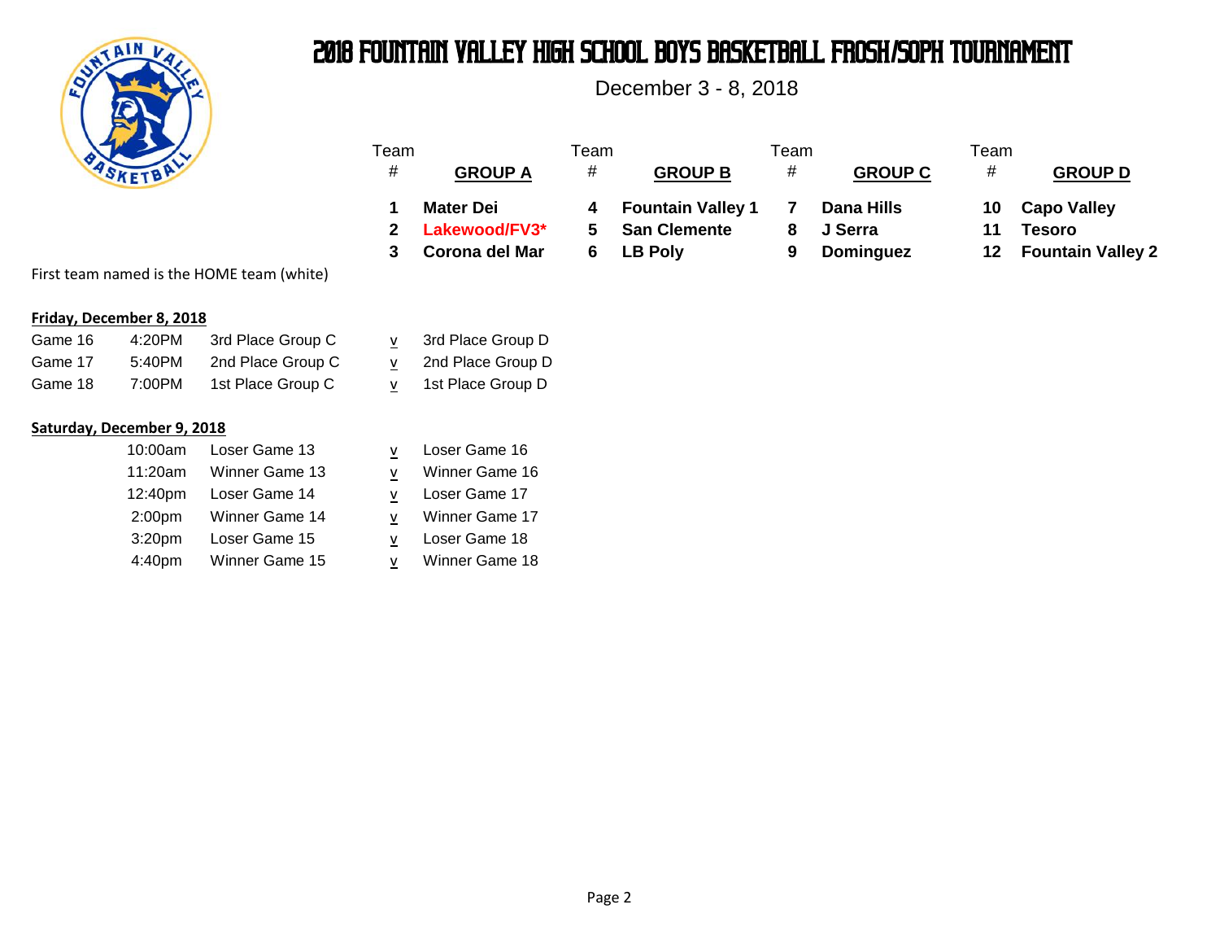# 2018 FOUNTAIN VALLEY HIGH SCHOOL BOYS BASKETBALL FROSH/SOPH TOURNAMENT

December 3 - 8, 2018

| Team # | GROUP A | Team # | GROUP B | Team # | GROUP C | Team # | GROUP D |
|---|---|---|---|---|---|---|---|
| **1** | **Mater Dei** | **4** | **Fountain Valley 1** | **7** | **Dana Hills** | **10** | **Capo Valley** |
| **2** | **Lakewood/FV3*** | **5** | **San Clemente** | **8** | **J Serra** | **11** | **Tesoro** |
| **3** | **Corona del Mar** | **6** | **LB Poly** | **9** | **Dominguez** | **12** | **Fountain Valley 2** |

First team named is the HOME team (white)

**Friday, December 8, 2018**

| | | | | |
|---|---|---|---|---|
| Game 16 | 4:20PM | 3rd Place Group C | v | 3rd Place Group D |
| Game 17 | 5:40PM | 2nd Place Group C | v | 2nd Place Group D |
| Game 18 | 7:00PM | 1st Place Group C | v | 1st Place Group D |

**Saturday, December 9, 2018**

| | | | |
|---|---|---|---|
| 10:00am | Loser Game 13 | v | Loser Game 16 |
| 11:20am | Winner Game 13 | v | Winner Game 16 |
| 12:40pm | Loser Game 14 | v | Loser Game 17 |
| 2:00pm | Winner Game 14 | v | Winner Game 17 |
| 3:20pm | Loser Game 15 | v | Loser Game 18 |
| 4:40pm | Winner Game 15 | v | Winner Game 18 |